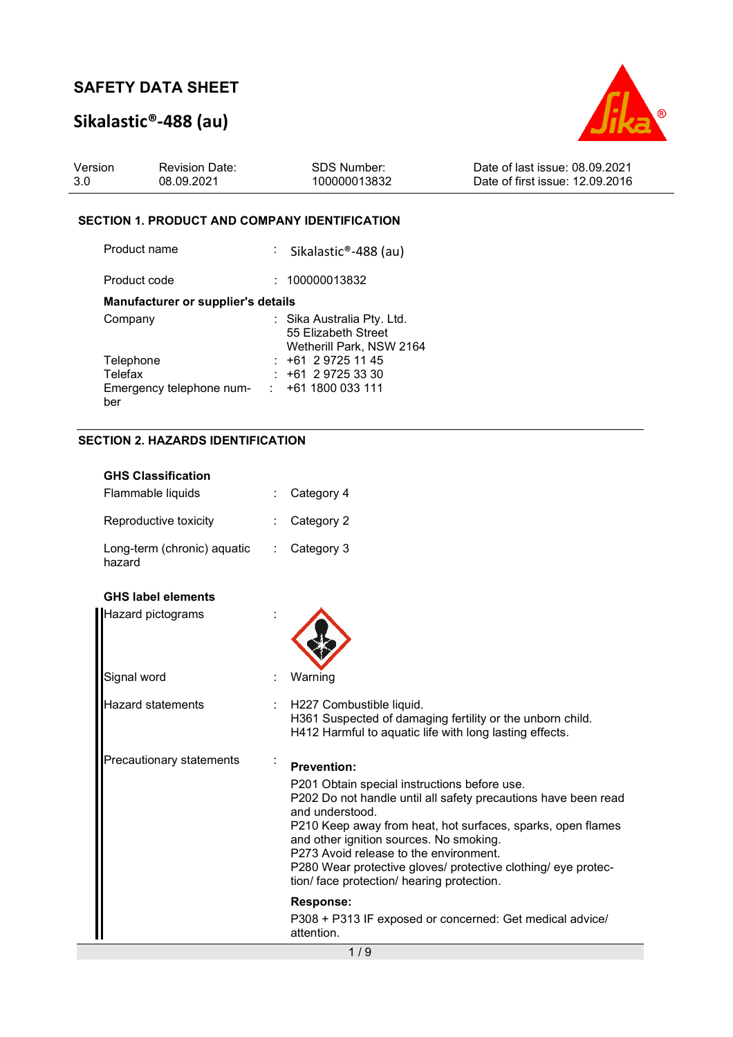# SAFETY DATA SHEET

# Sikalastic®-488 (au)

| Version | Revision Date: | SDS Number: | Date of last issue: 08.09.2021 |
|---|---|---|---|
| 3.0 | 08.09.2021 | 100000013832 | Date of first issue: 12.09.2016 |

## SECTION 1. PRODUCT AND COMPANY IDENTIFICATION

Product name : Sikalastic®-488 (au)

Product code : 100000013832

**Manufacturer or supplier's details**

Company : Sika Australia Pty. Ltd.
55 Elizabeth Street
Wetherill Park, NSW 2164

Telephone : +61 2 9725 11 45

Telefax : +61 2 9725 33 30

Emergency telephone number : +61 1800 033 111

## SECTION 2. HAZARDS IDENTIFICATION

**GHS Classification**

Flammable liquids : Category 4

Reproductive toxicity : Category 2

Long-term (chronic) aquatic hazard : Category 3

**GHS label elements**

Hazard pictograms :

Signal word : Warning

Hazard statements : H227 Combustible liquid.
H361 Suspected of damaging fertility or the unborn child.
H412 Harmful to aquatic life with long lasting effects.

Precautionary statements :

**Prevention:**

P201 Obtain special instructions before use.
P202 Do not handle until all safety precautions have been read and understood.
P210 Keep away from heat, hot surfaces, sparks, open flames and other ignition sources. No smoking.
P273 Avoid release to the environment.
P280 Wear protective gloves/ protective clothing/ eye protection/ face protection/ hearing protection.

**Response:**

P308 + P313 IF exposed or concerned: Get medical advice/ attention.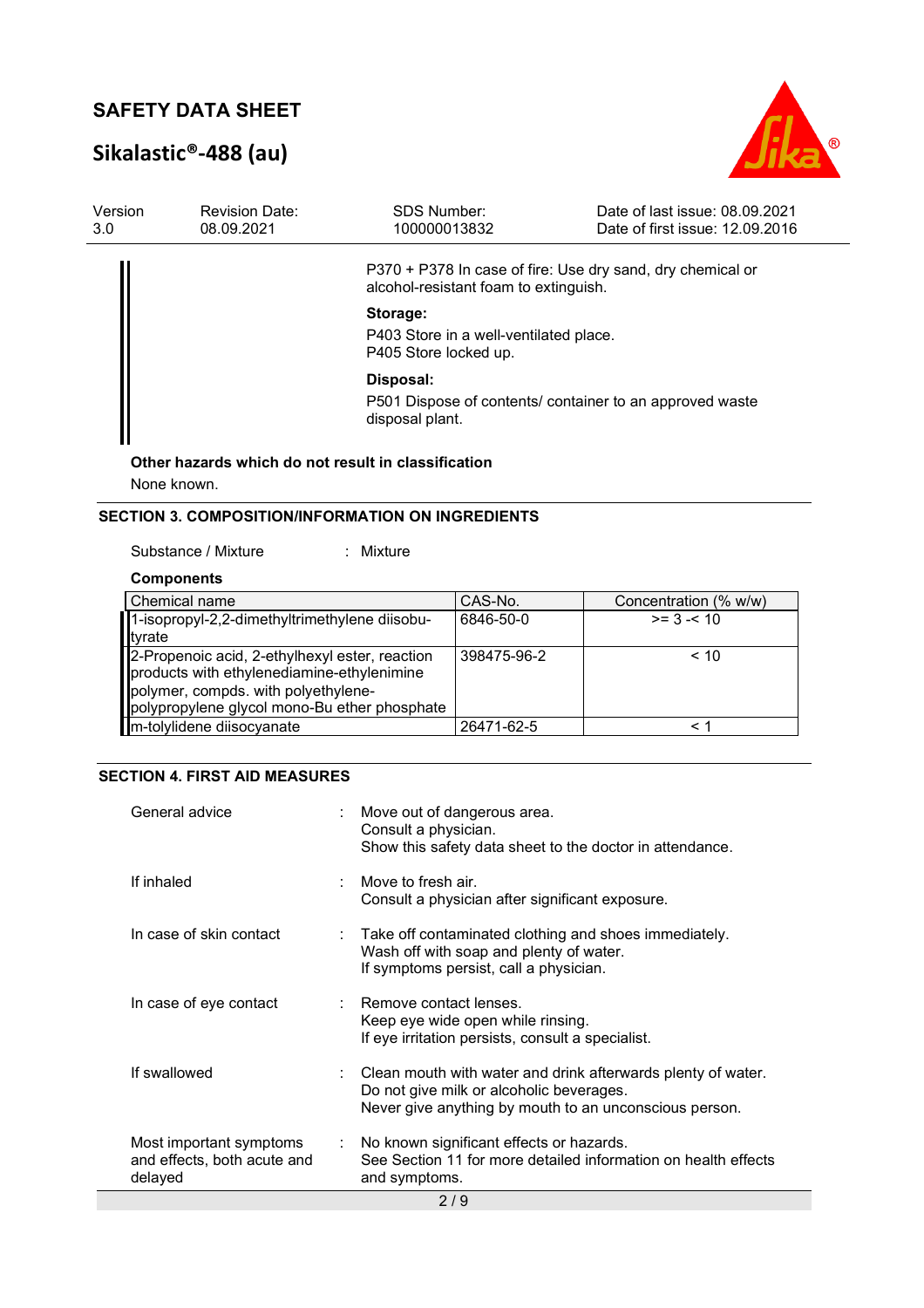P370 + P378 In case of fire: Use dry sand, dry chemical or alcohol-resistant foam to extinguish.

**Storage:**

P403 Store in a well-ventilated place.
P405 Store locked up.

**Disposal:**

P501 Dispose of contents/ container to an approved waste disposal plant.

**Other hazards which do not result in classification**

None known.

## SECTION 3. COMPOSITION/INFORMATION ON INGREDIENTS

Substance / Mixture : Mixture

**Components**

| Chemical name | CAS-No. | Concentration (% w/w) |
|---|---|---|
| 1-isopropyl-2,2-dimethyltrimethylene diisobutyrate | 6846-50-0 | >= 3 -< 10 |
| 2-Propenoic acid, 2-ethylhexyl ester, reaction products with ethylenediamine-ethylenimine polymer, compds. with polyethylene-polypropylene glycol mono-Bu ether phosphate | 398475-96-2 | < 10 |
| m-tolylidene diisocyanate | 26471-62-5 | < 1 |

## SECTION 4. FIRST AID MEASURES

General advice : Move out of dangerous area.
Consult a physician.
Show this safety data sheet to the doctor in attendance.

If inhaled : Move to fresh air.
Consult a physician after significant exposure.

In case of skin contact : Take off contaminated clothing and shoes immediately.
Wash off with soap and plenty of water.
If symptoms persist, call a physician.

In case of eye contact : Remove contact lenses.
Keep eye wide open while rinsing.
If eye irritation persists, consult a specialist.

If swallowed : Clean mouth with water and drink afterwards plenty of water.
Do not give milk or alcoholic beverages.
Never give anything by mouth to an unconscious person.

Most important symptoms and effects, both acute and delayed : No known significant effects or hazards.
See Section 11 for more detailed information on health effects and symptoms.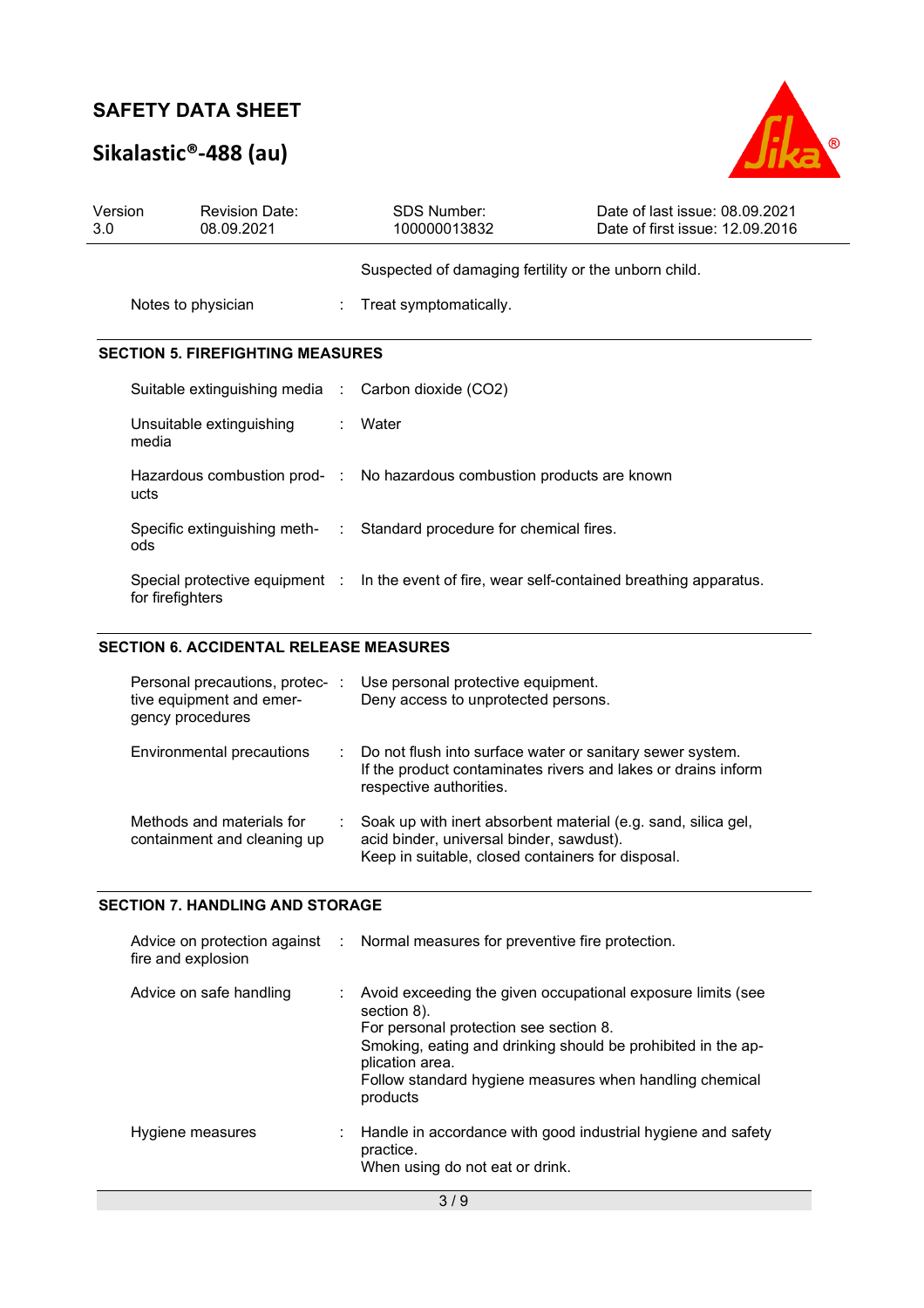Suspected of damaging fertility or the unborn child.

| | | |
|---|---|---|
| Notes to physician | : | Treat symptomatically. |

## SECTION 5. FIREFIGHTING MEASURES

| | | |
|---|---|---|
| Suitable extinguishing media | : | Carbon dioxide ($CO_2$) |
| Unsuitable extinguishing media | : | Water |
| Hazardous combustion products | : | No hazardous combustion products are known |
| Specific extinguishing methods | : | Standard procedure for chemical fires. |
| Special protective equipment for firefighters | : | In the event of fire, wear self-contained breathing apparatus. |

## SECTION 6. ACCIDENTAL RELEASE MEASURES

| | | |
|---|---|---|
| Personal precautions, protective equipment and emergency procedures | : | Use personal protective equipment.<br>Deny access to unprotected persons. |
| Environmental precautions | : | Do not flush into surface water or sanitary sewer system.<br>If the product contaminates rivers and lakes or drains inform respective authorities. |
| Methods and materials for containment and cleaning up | : | Soak up with inert absorbent material (e.g. sand, silica gel, acid binder, universal binder, sawdust).<br>Keep in suitable, closed containers for disposal. |

## SECTION 7. HANDLING AND STORAGE

| | | |
|---|---|---|
| Advice on protection against fire and explosion | : | Normal measures for preventive fire protection. |
| Advice on safe handling | : | Avoid exceeding the given occupational exposure limits (see section 8).<br>For personal protection see section 8.<br>Smoking, eating and drinking should be prohibited in the application area.<br>Follow standard hygiene measures when handling chemical products |
| Hygiene measures | : | Handle in accordance with good industrial hygiene and safety practice.<br>When using do not eat or drink. |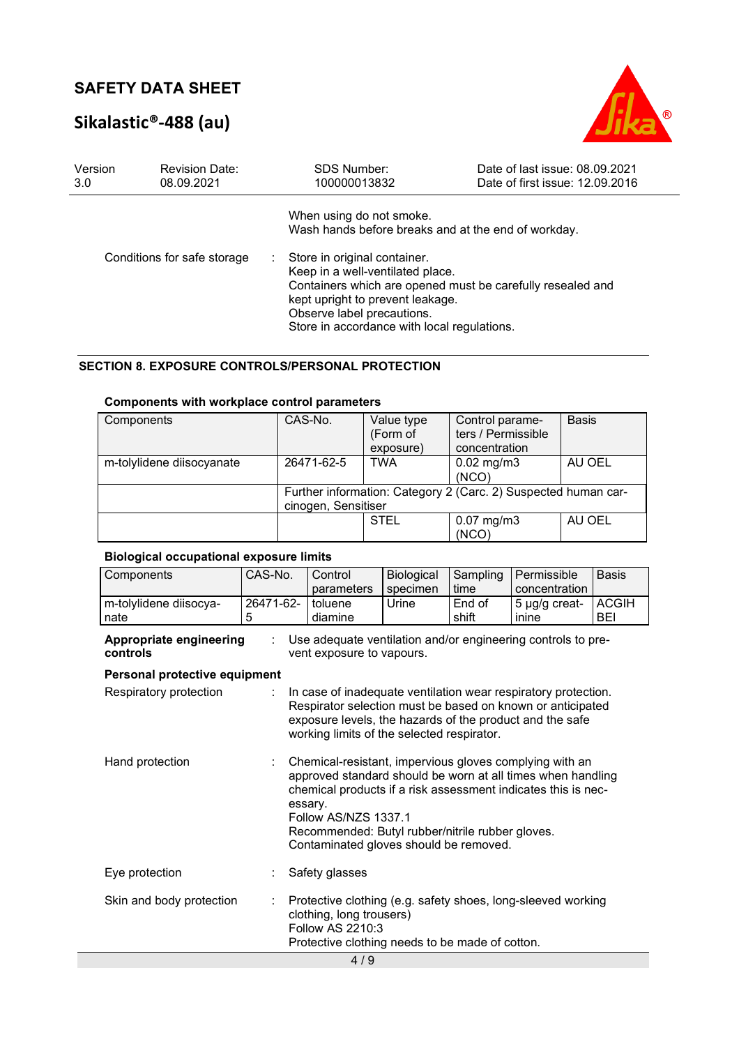When using do not smoke.
Wash hands before breaks and at the end of workday.

Conditions for safe storage : Store in original container.
Keep in a well-ventilated place.
Containers which are opened must be carefully resealed and kept upright to prevent leakage.
Observe label precautions.
Store in accordance with local regulations.

## SECTION 8. EXPOSURE CONTROLS/PERSONAL PROTECTION

**Components with workplace control parameters**

| Components | CAS-No. | Value type (Form of exposure) | Control parameters / Permissible concentration | Basis |
|---|---|---|---|---|
| m-tolylidene diisocyanate | 26471-62-5 | TWA | 0.02 mg/m3 (NCO) | AU OEL |
| | Further information: Category 2 (Carc. 2) Suspected human carcinogen, Sensitiser | | | |
| | | STEL | 0.07 mg/m3 (NCO) | AU OEL |

**Biological occupational exposure limits**

| Components | CAS-No. | Control parameters | Biological specimen | Sampling time | Permissible concentration | Basis |
|---|---|---|---|---|---|---|
| m-tolylidene diisocyanate | 26471-62-5 | toluene diamine | Urine | End of shift | 5 µg/g creatinine | ACGIH BEI |

**Appropriate engineering controls** : Use adequate ventilation and/or engineering controls to prevent exposure to vapours.

**Personal protective equipment**

Respiratory protection : In case of inadequate ventilation wear respiratory protection. Respirator selection must be based on known or anticipated exposure levels, the hazards of the product and the safe working limits of the selected respirator.

Hand protection : Chemical-resistant, impervious gloves complying with an approved standard should be worn at all times when handling chemical products if a risk assessment indicates this is necessary.
Follow AS/NZS 1337.1
Recommended: Butyl rubber/nitrile rubber gloves.
Contaminated gloves should be removed.

Eye protection : Safety glasses

Skin and body protection : Protective clothing (e.g. safety shoes, long-sleeved working clothing, long trousers)
Follow AS 2210:3
Protective clothing needs to be made of cotton.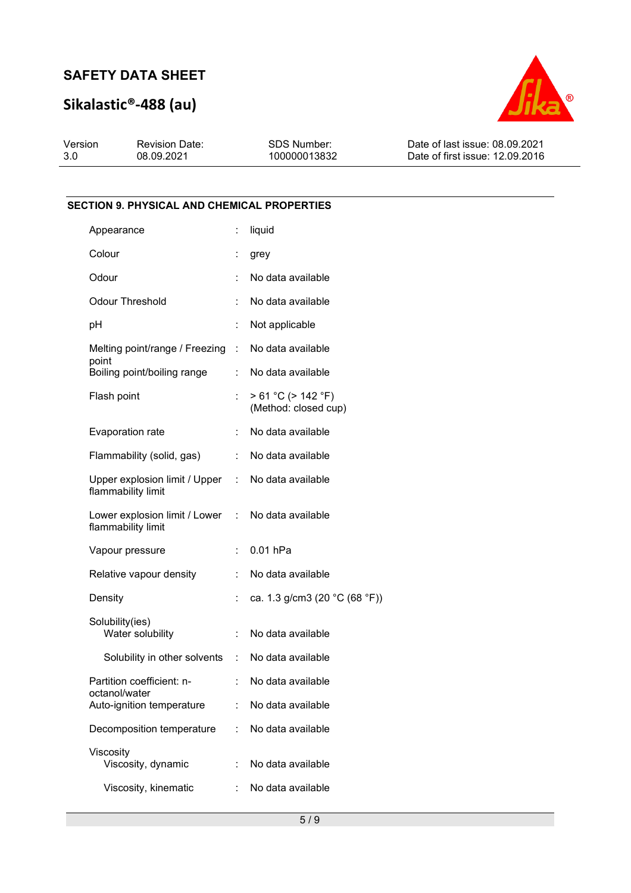## SECTION 9. PHYSICAL AND CHEMICAL PROPERTIES

| Property | | Value |
|---|---|---|
| Appearance | : | liquid |
| Colour | : | grey |
| Odour | : | No data available |
| Odour Threshold | : | No data available |
| pH | : | Not applicable |
| Melting point/range / Freezing point | : | No data available |
| Boiling point/boiling range | : | No data available |
| Flash point | : | > 61 °C (> 142 °F) (Method: closed cup) |
| Evaporation rate | : | No data available |
| Flammability (solid, gas) | : | No data available |
| Upper explosion limit / Upper flammability limit | : | No data available |
| Lower explosion limit / Lower flammability limit | : | No data available |
| Vapour pressure | : | 0.01 hPa |
| Relative vapour density | : | No data available |
| Density | : | ca. 1.3 g/cm3 (20 °C (68 °F)) |
| Solubility(ies) | | |
| Water solubility | : | No data available |
| Solubility in other solvents | : | No data available |
| Partition coefficient: n-octanol/water | : | No data available |
| Auto-ignition temperature | : | No data available |
| Decomposition temperature | : | No data available |
| Viscosity | | |
| Viscosity, dynamic | : | No data available |
| Viscosity, kinematic | : | No data available |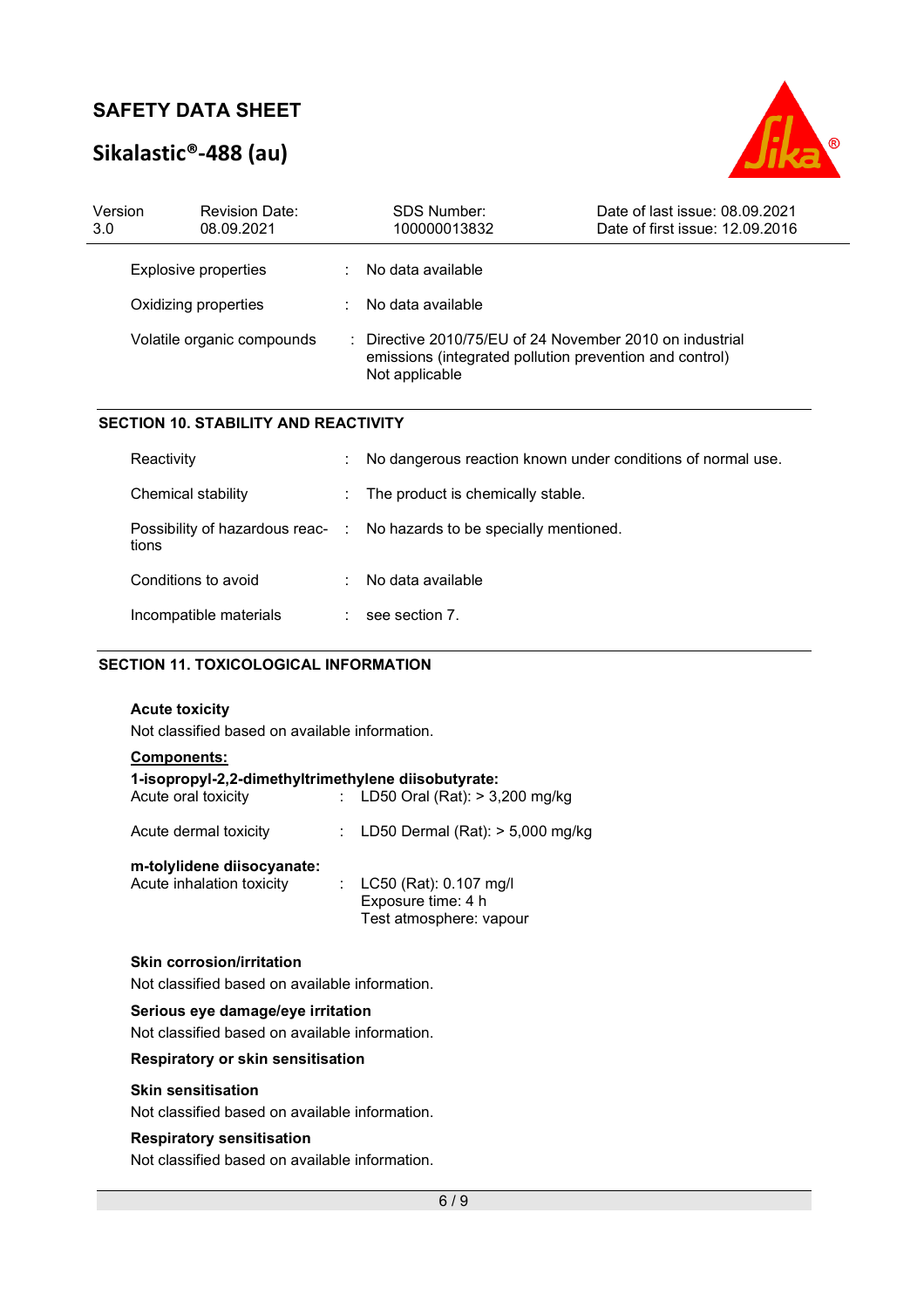| | | |
|---|---|---|
| Explosive properties | : | No data available |
| Oxidizing properties | : | No data available |
| Volatile organic compounds | : | Directive 2010/75/EU of 24 November 2010 on industrial emissions (integrated pollution prevention and control) Not applicable |

## SECTION 10. STABILITY AND REACTIVITY

| | | |
|---|---|---|
| Reactivity | : | No dangerous reaction known under conditions of normal use. |
| Chemical stability | : | The product is chemically stable. |
| Possibility of hazardous reactions | : | No hazards to be specially mentioned. |
| Conditions to avoid | : | No data available |
| Incompatible materials | : | see section 7. |

## SECTION 11. TOXICOLOGICAL INFORMATION

**Acute toxicity**

Not classified based on available information.

**Components:**

**1-isopropyl-2,2-dimethyltrimethylene diisobutyrate:**

| | | |
|---|---|---|
| Acute oral toxicity | : | LD50 Oral (Rat): > 3,200 mg/kg |
| Acute dermal toxicity | : | LD50 Dermal (Rat): > 5,000 mg/kg |

**m-tolylidene diisocyanate:**

| | | |
|---|---|---|
| Acute inhalation toxicity | : | LC50 (Rat): 0.107 mg/l<br>Exposure time: 4 h<br>Test atmosphere: vapour |

**Skin corrosion/irritation**

Not classified based on available information.

**Serious eye damage/eye irritation**

Not classified based on available information.

**Respiratory or skin sensitisation**

**Skin sensitisation**

Not classified based on available information.

**Respiratory sensitisation**

Not classified based on available information.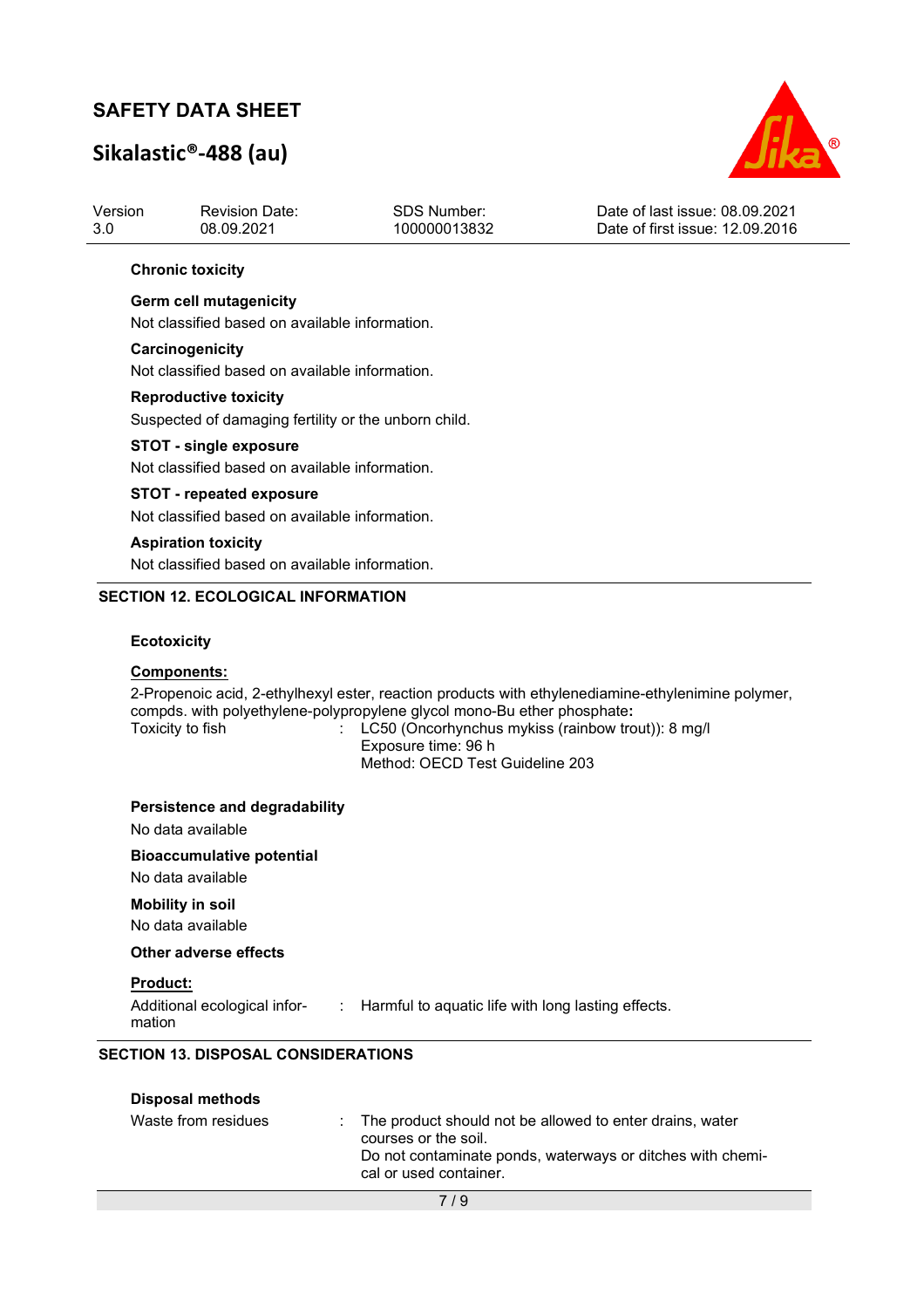### Chronic toxicity

**Germ cell mutagenicity**

Not classified based on available information.

**Carcinogenicity**

Not classified based on available information.

**Reproductive toxicity**

Suspected of damaging fertility or the unborn child.

**STOT - single exposure**

Not classified based on available information.

**STOT - repeated exposure**

Not classified based on available information.

**Aspiration toxicity**

Not classified based on available information.

## SECTION 12. ECOLOGICAL INFORMATION

### Ecotoxicity

**Components:**

2-Propenoic acid, 2-ethylhexyl ester, reaction products with ethylenediamine-ethylenimine polymer, compds. with polyethylene-polypropylene glycol mono-Bu ether phosphate**:**

| | | |
|---|---|---|
| Toxicity to fish | : | LC50 (Oncorhynchus mykiss (rainbow trout)): 8 mg/l<br>Exposure time: 96 h<br>Method: OECD Test Guideline 203 |

**Persistence and degradability**

No data available

**Bioaccumulative potential**

No data available

**Mobility in soil**

No data available

**Other adverse effects**

**Product:**

| | | |
|---|---|---|
| Additional ecological information | : | Harmful to aquatic life with long lasting effects. |

## SECTION 13. DISPOSAL CONSIDERATIONS

**Disposal methods**

| | | |
|---|---|---|
| Waste from residues | : | The product should not be allowed to enter drains, water courses or the soil.<br>Do not contaminate ponds, waterways or ditches with chemical or used container. |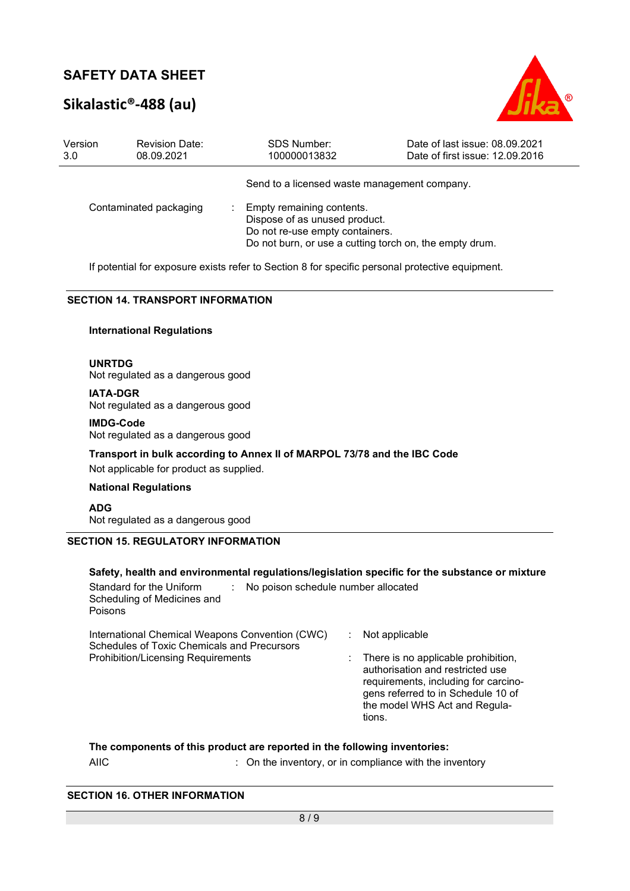Send to a licensed waste management company.

| | |
|---|---|
| Contaminated packaging | : Empty remaining contents.<br>Dispose of as unused product.<br>Do not re-use empty containers.<br>Do not burn, or use a cutting torch on, the empty drum. |

If potential for exposure exists refer to Section 8 for specific personal protective equipment.

## SECTION 14. TRANSPORT INFORMATION

### International Regulations

**UNRTDG**
Not regulated as a dangerous good

**IATA-DGR**
Not regulated as a dangerous good

**IMDG-Code**
Not regulated as a dangerous good

**Transport in bulk according to Annex II of MARPOL 73/78 and the IBC Code**
Not applicable for product as supplied.

### National Regulations

**ADG**
Not regulated as a dangerous good

## SECTION 15. REGULATORY INFORMATION

**Safety, health and environmental regulations/legislation specific for the substance or mixture**

| | |
|---|---|
| Standard for the Uniform Scheduling of Medicines and Poisons | : No poison schedule number allocated |
| International Chemical Weapons Convention (CWC) Schedules of Toxic Chemicals and Precursors | : Not applicable |
| Prohibition/Licensing Requirements | : There is no applicable prohibition, authorisation and restricted use requirements, including for carcinogens referred to in Schedule 10 of the model WHS Act and Regulations. |

**The components of this product are reported in the following inventories:**

| | |
|---|---|
| AIIC | : On the inventory, or in compliance with the inventory |

## SECTION 16. OTHER INFORMATION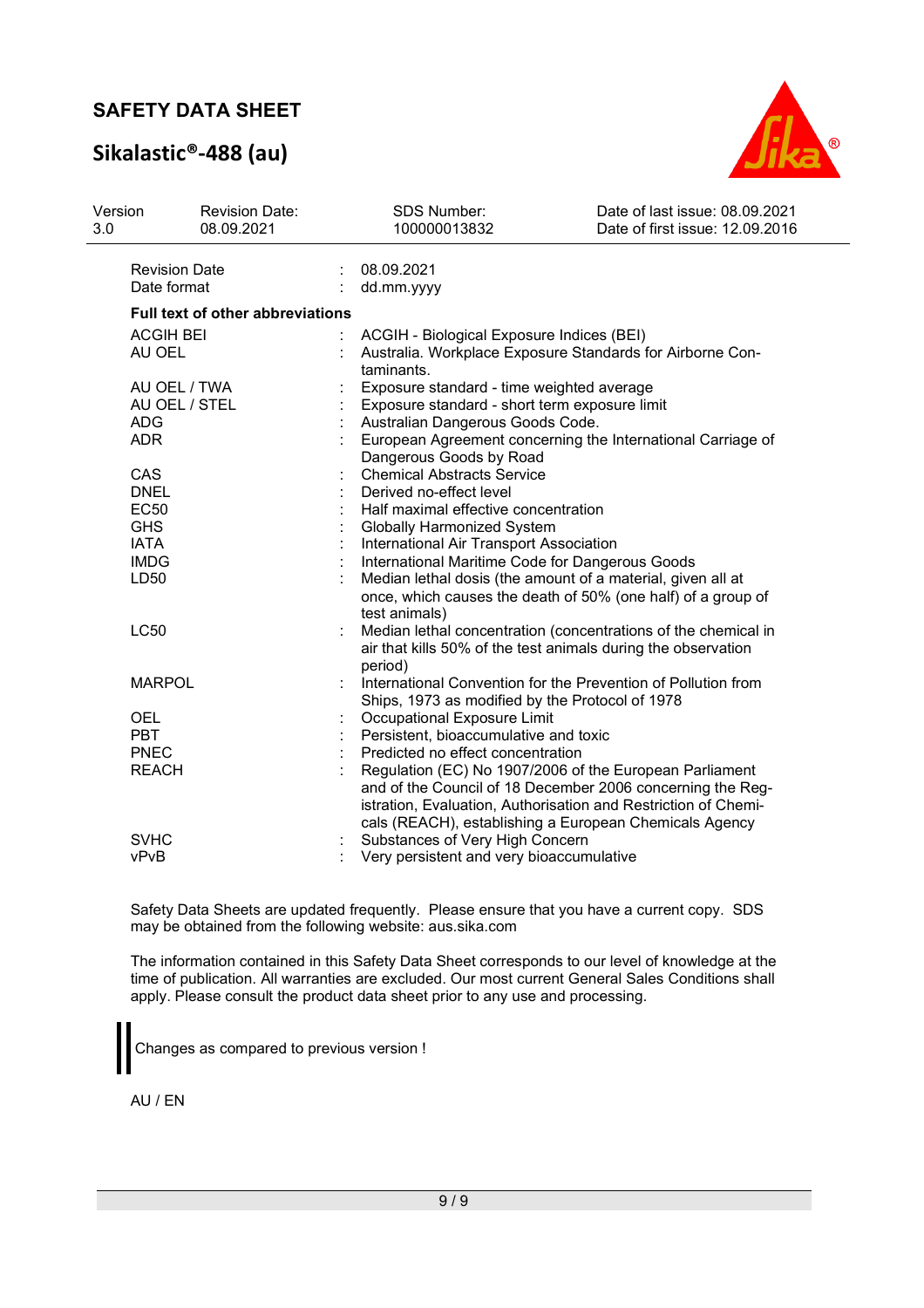| | | |
|---|---|---|
| Revision Date | : | 08.09.2021 |
| Date format | : | dd.mm.yyyy |

**Full text of other abbreviations**

| | | |
|---|---|---|
| ACGIH BEI | : | ACGIH - Biological Exposure Indices (BEI) |
| AU OEL | : | Australia. Workplace Exposure Standards for Airborne Contaminants. |
| AU OEL / TWA | : | Exposure standard - time weighted average |
| AU OEL / STEL | : | Exposure standard - short term exposure limit |
| ADG | : | Australian Dangerous Goods Code. |
| ADR | : | European Agreement concerning the International Carriage of Dangerous Goods by Road |
| CAS | : | Chemical Abstracts Service |
| DNEL | : | Derived no-effect level |
| EC50 | : | Half maximal effective concentration |
| GHS | : | Globally Harmonized System |
| IATA | : | International Air Transport Association |
| IMDG | : | International Maritime Code for Dangerous Goods |
| LD50 | : | Median lethal dosis (the amount of a material, given all at once, which causes the death of 50% (one half) of a group of test animals) |
| LC50 | : | Median lethal concentration (concentrations of the chemical in air that kills 50% of the test animals during the observation period) |
| MARPOL | : | International Convention for the Prevention of Pollution from Ships, 1973 as modified by the Protocol of 1978 |
| OEL | : | Occupational Exposure Limit |
| PBT | : | Persistent, bioaccumulative and toxic |
| PNEC | : | Predicted no effect concentration |
| REACH | : | Regulation (EC) No 1907/2006 of the European Parliament and of the Council of 18 December 2006 concerning the Registration, Evaluation, Authorisation and Restriction of Chemicals (REACH), establishing a European Chemicals Agency |
| SVHC | : | Substances of Very High Concern |
| vPvB | : | Very persistent and very bioaccumulative |

Safety Data Sheets are updated frequently. Please ensure that you have a current copy. SDS may be obtained from the following website: aus.sika.com

The information contained in this Safety Data Sheet corresponds to our level of knowledge at the time of publication. All warranties are excluded. Our most current General Sales Conditions shall apply. Please consult the product data sheet prior to any use and processing.

|| Changes as compared to previous version !

AU / EN